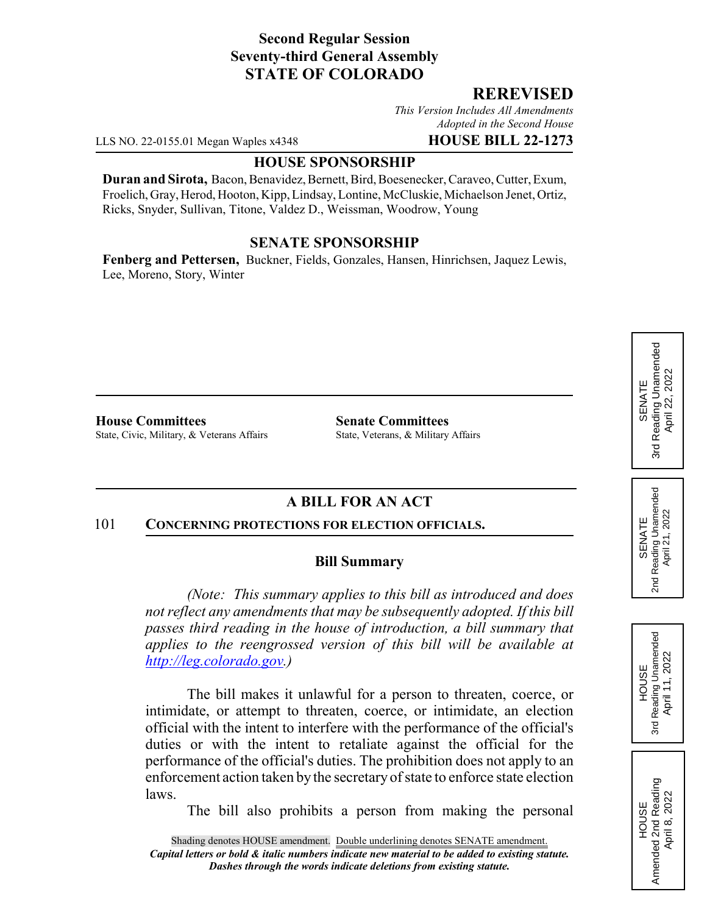**Second Regular Session**
**Seventy-third General Assembly**
**STATE OF COLORADO**

**REREVISED**

*This Version Includes All Amendments Adopted in the Second House*

LLS NO. 22-0155.01 Megan Waples x4348 **HOUSE BILL 22-1273**

**HOUSE SPONSORSHIP**

**Duran and Sirota,** Bacon, Benavidez, Bernett, Bird, Boesenecker, Caraveo, Cutter, Exum, Froelich, Gray, Herod, Hooton, Kipp, Lindsay, Lontine, McCluskie, Michaelson Jenet, Ortiz, Ricks, Snyder, Sullivan, Titone, Valdez D., Weissman, Woodrow, Young

**SENATE SPONSORSHIP**

**Fenberg and Pettersen,** Buckner, Fields, Gonzales, Hansen, Hinrichsen, Jaquez Lewis, Lee, Moreno, Story, Winter

SENATE 3rd Reading Unamended April 22, 2022

SENATE 2nd Reading Unamended April 21, 2022

HOUSE 3rd Reading Unamended April 11, 2022

HOUSE Amended 2nd Reading April 8, 2022

**House Committees**
State, Civic, Military, & Veterans Affairs

**Senate Committees**
State, Veterans, & Military Affairs

## A BILL FOR AN ACT

101 **CONCERNING PROTECTIONS FOR ELECTION OFFICIALS.**

### Bill Summary

*(Note: This summary applies to this bill as introduced and does not reflect any amendments that may be subsequently adopted. If this bill passes third reading in the house of introduction, a bill summary that applies to the reengrossed version of this bill will be available at http://leg.colorado.gov.)*

The bill makes it unlawful for a person to threaten, coerce, or intimidate, or attempt to threaten, coerce, or intimidate, an election official with the intent to interfere with the performance of the official's duties or with the intent to retaliate against the official for the performance of the official's duties. The prohibition does not apply to an enforcement action taken by the secretary of state to enforce state election laws.

The bill also prohibits a person from making the personal

Shading denotes HOUSE amendment. Double underlining denotes SENATE amendment.
*Capital letters or bold & italic numbers indicate new material to be added to existing statute.*
*Dashes through the words indicate deletions from existing statute.*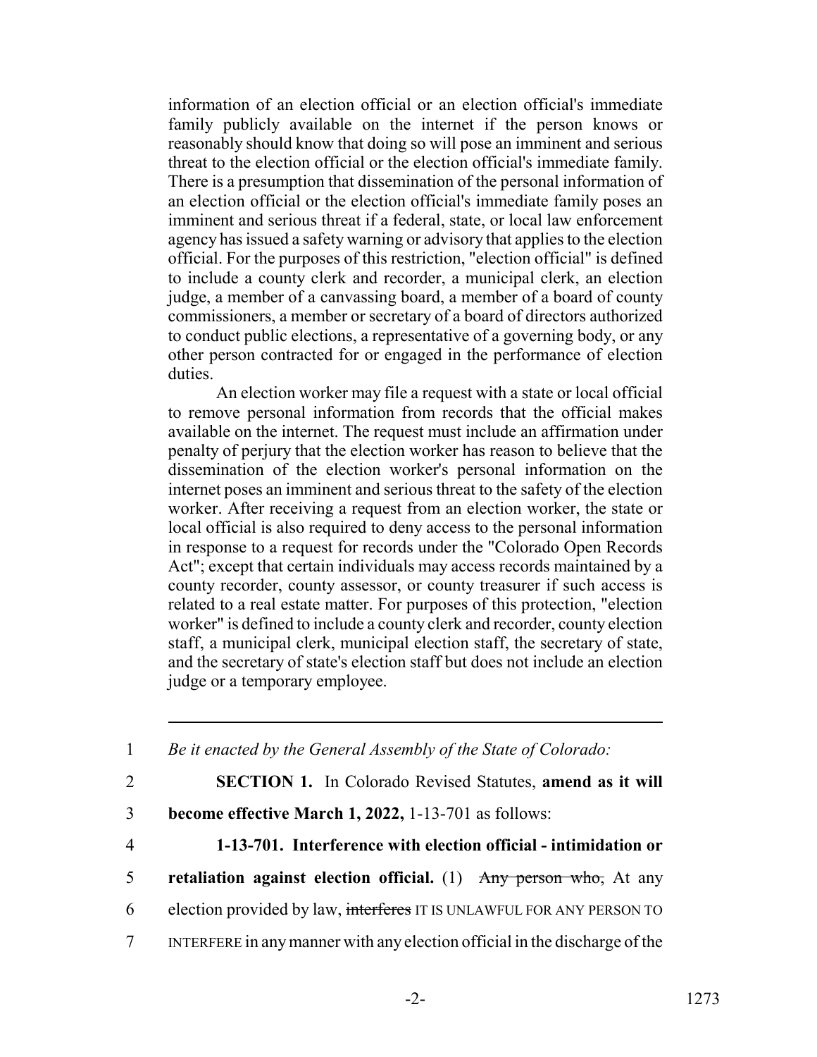information of an election official or an election official's immediate family publicly available on the internet if the person knows or reasonably should know that doing so will pose an imminent and serious threat to the election official or the election official's immediate family. There is a presumption that dissemination of the personal information of an election official or the election official's immediate family poses an imminent and serious threat if a federal, state, or local law enforcement agency has issued a safety warning or advisory that applies to the election official. For the purposes of this restriction, "election official" is defined to include a county clerk and recorder, a municipal clerk, an election judge, a member of a canvassing board, a member of a board of county commissioners, a member or secretary of a board of directors authorized to conduct public elections, a representative of a governing body, or any other person contracted for or engaged in the performance of election duties.

An election worker may file a request with a state or local official to remove personal information from records that the official makes available on the internet. The request must include an affirmation under penalty of perjury that the election worker has reason to believe that the dissemination of the election worker's personal information on the internet poses an imminent and serious threat to the safety of the election worker. After receiving a request from an election worker, the state or local official is also required to deny access to the personal information in response to a request for records under the "Colorado Open Records Act"; except that certain individuals may access records maintained by a county recorder, county assessor, or county treasurer if such access is related to a real estate matter. For purposes of this protection, "election worker" is defined to include a county clerk and recorder, county election staff, a municipal clerk, municipal election staff, the secretary of state, and the secretary of state's election staff but does not include an election judge or a temporary employee.

---

1 *Be it enacted by the General Assembly of the State of Colorado:*

2 **SECTION 1.** In Colorado Revised Statutes, **amend as it will**

3 **become effective March 1, 2022,** 1-13-701 as follows:

4 **1-13-701. Interference with election official - intimidation or**

5 **retaliation against election official.** (1) ~~Any person who,~~ At any

6 election provided by law, ~~interferes~~ IT IS UNLAWFUL FOR ANY PERSON TO

7 INTERFERE in any manner with any election official in the discharge of the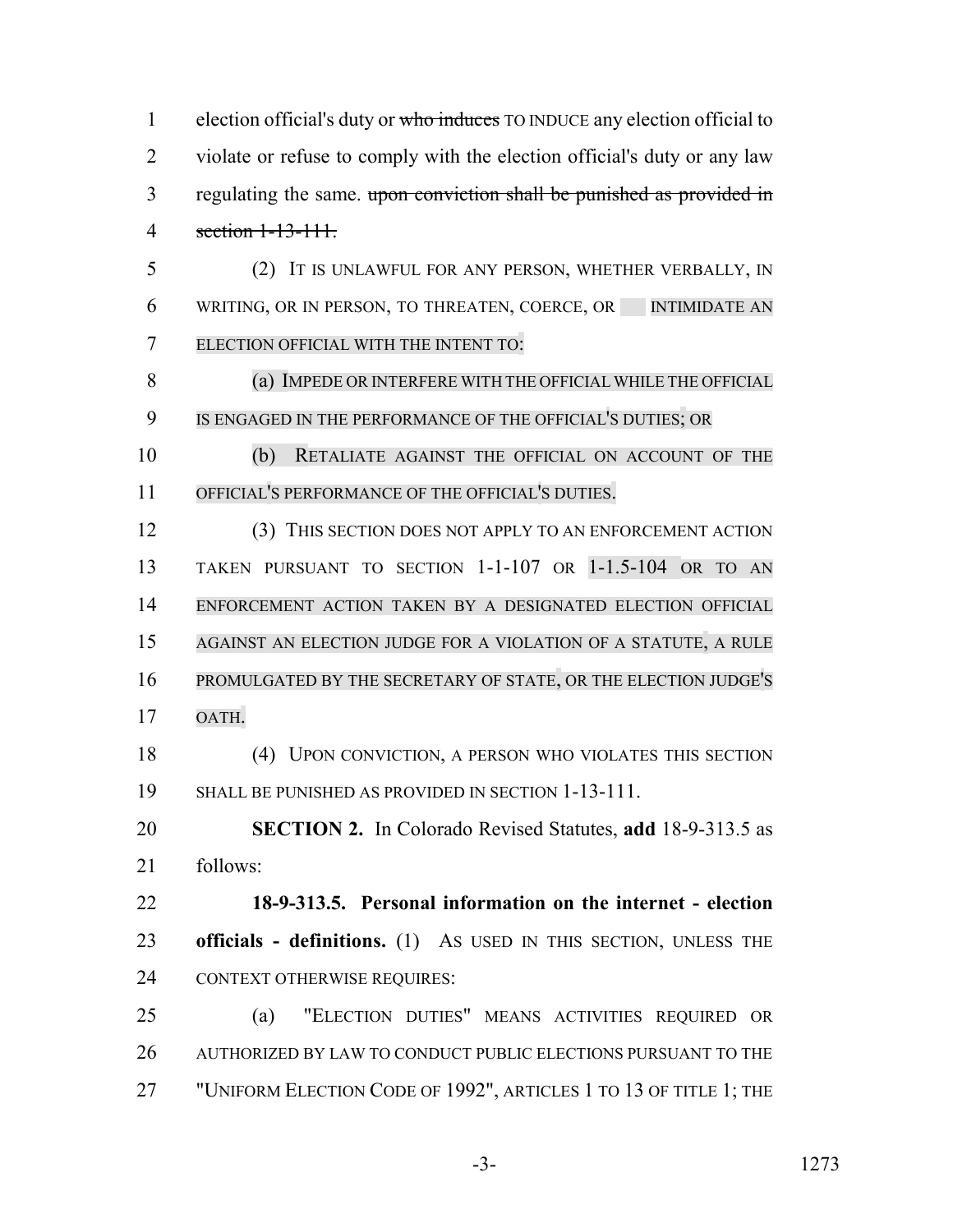election official's duty or ~~who induces~~ TO INDUCE any election official to violate or refuse to comply with the election official's duty or any law regulating the same. ~~upon conviction shall be punished as provided in section 1-13-111.~~

(2) IT IS UNLAWFUL FOR ANY PERSON, WHETHER VERBALLY, IN WRITING, OR IN PERSON, TO THREATEN, COERCE, OR INTIMIDATE AN ELECTION OFFICIAL WITH THE INTENT TO:

(a) IMPEDE OR INTERFERE WITH THE OFFICIAL WHILE THE OFFICIAL IS ENGAGED IN THE PERFORMANCE OF THE OFFICIAL'S DUTIES; OR

(b) RETALIATE AGAINST THE OFFICIAL ON ACCOUNT OF THE OFFICIAL'S PERFORMANCE OF THE OFFICIAL'S DUTIES.

(3) THIS SECTION DOES NOT APPLY TO AN ENFORCEMENT ACTION TAKEN PURSUANT TO SECTION 1-1-107 OR 1-1.5-104 OR TO AN ENFORCEMENT ACTION TAKEN BY A DESIGNATED ELECTION OFFICIAL AGAINST AN ELECTION JUDGE FOR A VIOLATION OF A STATUTE, A RULE PROMULGATED BY THE SECRETARY OF STATE, OR THE ELECTION JUDGE'S OATH.

(4) UPON CONVICTION, A PERSON WHO VIOLATES THIS SECTION SHALL BE PUNISHED AS PROVIDED IN SECTION 1-13-111.

**SECTION 2.** In Colorado Revised Statutes, **add** 18-9-313.5 as follows:

**18-9-313.5. Personal information on the internet - election officials - definitions.** (1) AS USED IN THIS SECTION, UNLESS THE CONTEXT OTHERWISE REQUIRES:

(a) "ELECTION DUTIES" MEANS ACTIVITIES REQUIRED OR AUTHORIZED BY LAW TO CONDUCT PUBLIC ELECTIONS PURSUANT TO THE "UNIFORM ELECTION CODE OF 1992", ARTICLES 1 TO 13 OF TITLE 1; THE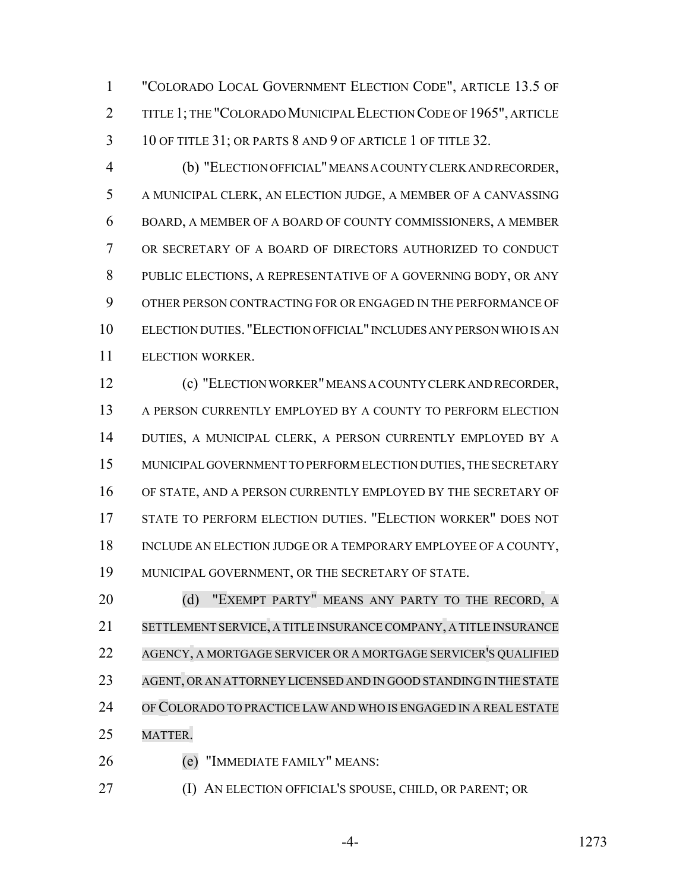"COLORADO LOCAL GOVERNMENT ELECTION CODE", ARTICLE 13.5 OF TITLE 1; THE "COLORADO MUNICIPAL ELECTION CODE OF 1965", ARTICLE 10 OF TITLE 31; OR PARTS 8 AND 9 OF ARTICLE 1 OF TITLE 32.

(b) "ELECTION OFFICIAL" MEANS A COUNTY CLERK AND RECORDER, A MUNICIPAL CLERK, AN ELECTION JUDGE, A MEMBER OF A CANVASSING BOARD, A MEMBER OF A BOARD OF COUNTY COMMISSIONERS, A MEMBER OR SECRETARY OF A BOARD OF DIRECTORS AUTHORIZED TO CONDUCT PUBLIC ELECTIONS, A REPRESENTATIVE OF A GOVERNING BODY, OR ANY OTHER PERSON CONTRACTING FOR OR ENGAGED IN THE PERFORMANCE OF ELECTION DUTIES. "ELECTION OFFICIAL" INCLUDES ANY PERSON WHO IS AN ELECTION WORKER.

(c) "ELECTION WORKER" MEANS A COUNTY CLERK AND RECORDER, A PERSON CURRENTLY EMPLOYED BY A COUNTY TO PERFORM ELECTION DUTIES, A MUNICIPAL CLERK, A PERSON CURRENTLY EMPLOYED BY A MUNICIPAL GOVERNMENT TO PERFORM ELECTION DUTIES, THE SECRETARY OF STATE, AND A PERSON CURRENTLY EMPLOYED BY THE SECRETARY OF STATE TO PERFORM ELECTION DUTIES. "ELECTION WORKER" DOES NOT INCLUDE AN ELECTION JUDGE OR A TEMPORARY EMPLOYEE OF A COUNTY, MUNICIPAL GOVERNMENT, OR THE SECRETARY OF STATE.

(d) "EXEMPT PARTY" MEANS ANY PARTY TO THE RECORD, A SETTLEMENT SERVICE, A TITLE INSURANCE COMPANY, A TITLE INSURANCE AGENCY, A MORTGAGE SERVICER OR A MORTGAGE SERVICER'S QUALIFIED AGENT, OR AN ATTORNEY LICENSED AND IN GOOD STANDING IN THE STATE OF COLORADO TO PRACTICE LAW AND WHO IS ENGAGED IN A REAL ESTATE MATTER.

(e) "IMMEDIATE FAMILY" MEANS:

(I) AN ELECTION OFFICIAL'S SPOUSE, CHILD, OR PARENT; OR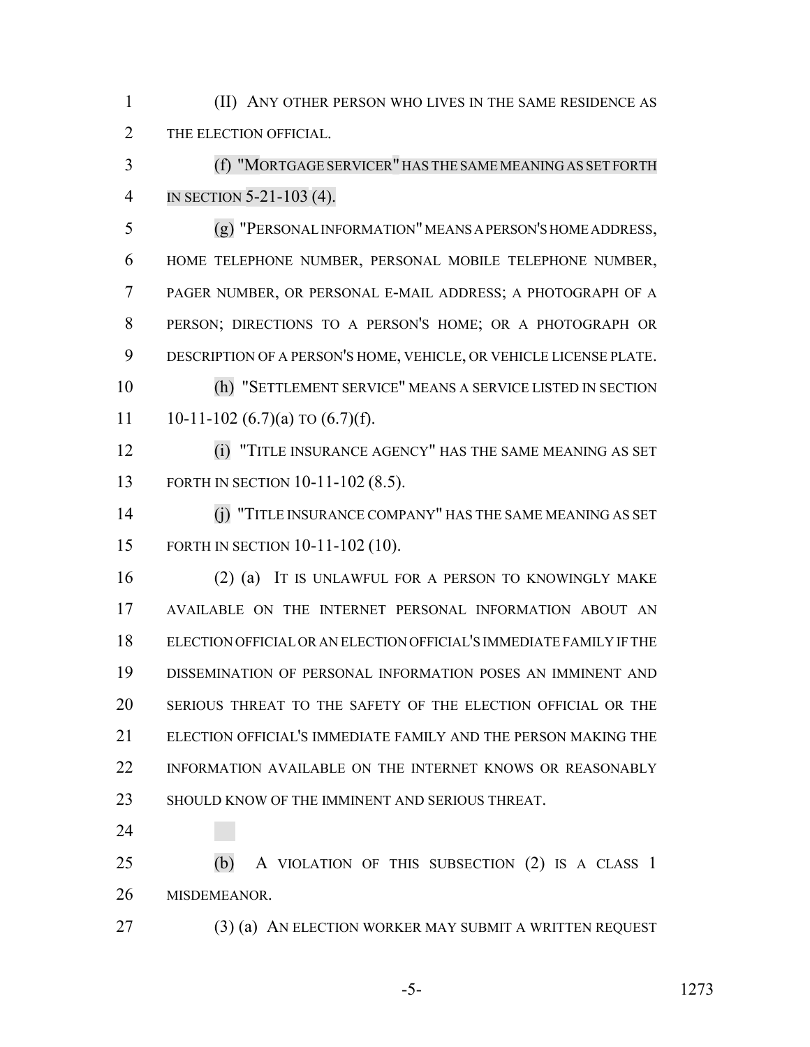(II) ANY OTHER PERSON WHO LIVES IN THE SAME RESIDENCE AS THE ELECTION OFFICIAL.

(f) "MORTGAGE SERVICER" HAS THE SAME MEANING AS SET FORTH IN SECTION 5-21-103 (4).

(g) "PERSONAL INFORMATION" MEANS A PERSON'S HOME ADDRESS, HOME TELEPHONE NUMBER, PERSONAL MOBILE TELEPHONE NUMBER, PAGER NUMBER, OR PERSONAL E-MAIL ADDRESS; A PHOTOGRAPH OF A PERSON; DIRECTIONS TO A PERSON'S HOME; OR A PHOTOGRAPH OR DESCRIPTION OF A PERSON'S HOME, VEHICLE, OR VEHICLE LICENSE PLATE.

(h) "SETTLEMENT SERVICE" MEANS A SERVICE LISTED IN SECTION 10-11-102 (6.7)(a) TO (6.7)(f).

(i) "TITLE INSURANCE AGENCY" HAS THE SAME MEANING AS SET FORTH IN SECTION 10-11-102 (8.5).

(j) "TITLE INSURANCE COMPANY" HAS THE SAME MEANING AS SET FORTH IN SECTION 10-11-102 (10).

(2) (a) IT IS UNLAWFUL FOR A PERSON TO KNOWINGLY MAKE AVAILABLE ON THE INTERNET PERSONAL INFORMATION ABOUT AN ELECTION OFFICIAL OR AN ELECTION OFFICIAL'S IMMEDIATE FAMILY IF THE DISSEMINATION OF PERSONAL INFORMATION POSES AN IMMINENT AND SERIOUS THREAT TO THE SAFETY OF THE ELECTION OFFICIAL OR THE ELECTION OFFICIAL'S IMMEDIATE FAMILY AND THE PERSON MAKING THE INFORMATION AVAILABLE ON THE INTERNET KNOWS OR REASONABLY SHOULD KNOW OF THE IMMINENT AND SERIOUS THREAT.

(b) A VIOLATION OF THIS SUBSECTION (2) IS A CLASS 1 MISDEMEANOR.

(3) (a) AN ELECTION WORKER MAY SUBMIT A WRITTEN REQUEST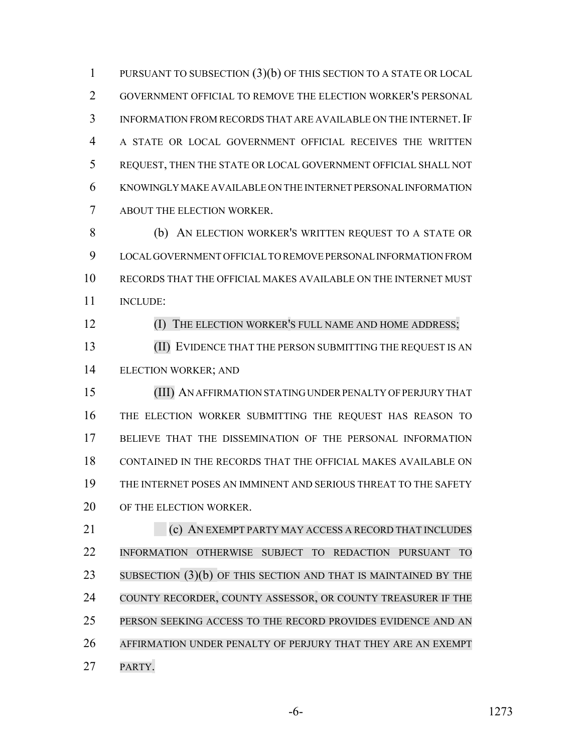PURSUANT TO SUBSECTION (3)(b) OF THIS SECTION TO A STATE OR LOCAL GOVERNMENT OFFICIAL TO REMOVE THE ELECTION WORKER'S PERSONAL INFORMATION FROM RECORDS THAT ARE AVAILABLE ON THE INTERNET. IF A STATE OR LOCAL GOVERNMENT OFFICIAL RECEIVES THE WRITTEN REQUEST, THEN THE STATE OR LOCAL GOVERNMENT OFFICIAL SHALL NOT KNOWINGLY MAKE AVAILABLE ON THE INTERNET PERSONAL INFORMATION ABOUT THE ELECTION WORKER.

(b) AN ELECTION WORKER'S WRITTEN REQUEST TO A STATE OR LOCAL GOVERNMENT OFFICIAL TO REMOVE PERSONAL INFORMATION FROM RECORDS THAT THE OFFICIAL MAKES AVAILABLE ON THE INTERNET MUST INCLUDE:

(I) THE ELECTION WORKER'S FULL NAME AND HOME ADDRESS;

(II) EVIDENCE THAT THE PERSON SUBMITTING THE REQUEST IS AN ELECTION WORKER; AND

(III) AN AFFIRMATION STATING UNDER PENALTY OF PERJURY THAT THE ELECTION WORKER SUBMITTING THE REQUEST HAS REASON TO BELIEVE THAT THE DISSEMINATION OF THE PERSONAL INFORMATION CONTAINED IN THE RECORDS THAT THE OFFICIAL MAKES AVAILABLE ON THE INTERNET POSES AN IMMINENT AND SERIOUS THREAT TO THE SAFETY OF THE ELECTION WORKER.

(c) AN EXEMPT PARTY MAY ACCESS A RECORD THAT INCLUDES INFORMATION OTHERWISE SUBJECT TO REDACTION PURSUANT TO SUBSECTION (3)(b) OF THIS SECTION AND THAT IS MAINTAINED BY THE COUNTY RECORDER, COUNTY ASSESSOR, OR COUNTY TREASURER IF THE PERSON SEEKING ACCESS TO THE RECORD PROVIDES EVIDENCE AND AN AFFIRMATION UNDER PENALTY OF PERJURY THAT THEY ARE AN EXEMPT PARTY.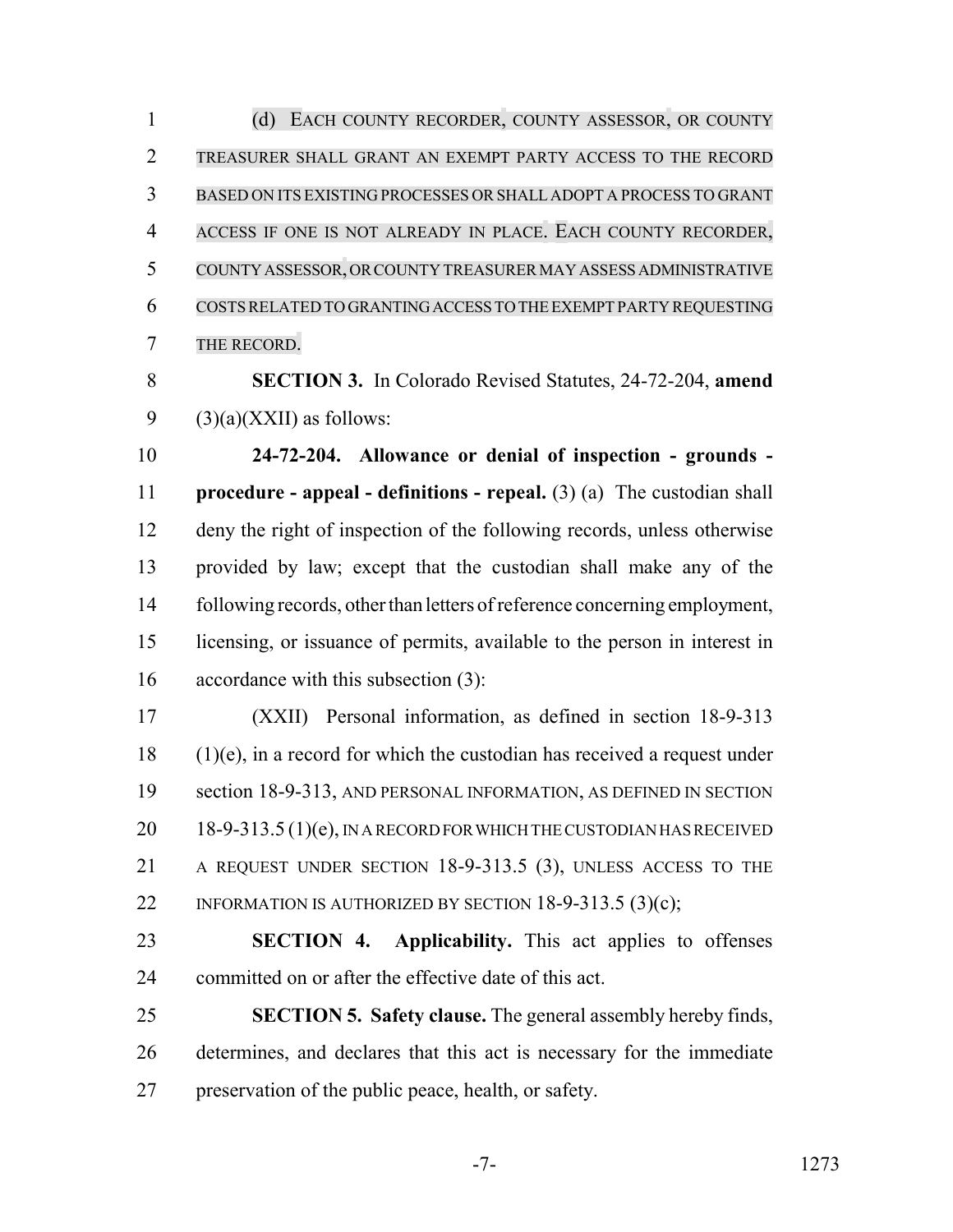(d) EACH COUNTY RECORDER, COUNTY ASSESSOR, OR COUNTY TREASURER SHALL GRANT AN EXEMPT PARTY ACCESS TO THE RECORD BASED ON ITS EXISTING PROCESSES OR SHALL ADOPT A PROCESS TO GRANT ACCESS IF ONE IS NOT ALREADY IN PLACE. EACH COUNTY RECORDER, COUNTY ASSESSOR, OR COUNTY TREASURER MAY ASSESS ADMINISTRATIVE COSTS RELATED TO GRANTING ACCESS TO THE EXEMPT PARTY REQUESTING THE RECORD.

**SECTION 3.** In Colorado Revised Statutes, 24-72-204, **amend** (3)(a)(XXII) as follows:

**24-72-204. Allowance or denial of inspection - grounds - procedure - appeal - definitions - repeal.** (3) (a) The custodian shall deny the right of inspection of the following records, unless otherwise provided by law; except that the custodian shall make any of the following records, other than letters of reference concerning employment, licensing, or issuance of permits, available to the person in interest in accordance with this subsection (3):

(XXII) Personal information, as defined in section 18-9-313 (1)(e), in a record for which the custodian has received a request under section 18-9-313, AND PERSONAL INFORMATION, AS DEFINED IN SECTION 18-9-313.5 (1)(e), IN A RECORD FOR WHICH THE CUSTODIAN HAS RECEIVED A REQUEST UNDER SECTION 18-9-313.5 (3), UNLESS ACCESS TO THE INFORMATION IS AUTHORIZED BY SECTION 18-9-313.5 (3)(c);

**SECTION 4. Applicability.** This act applies to offenses committed on or after the effective date of this act.

**SECTION 5. Safety clause.** The general assembly hereby finds, determines, and declares that this act is necessary for the immediate preservation of the public peace, health, or safety.